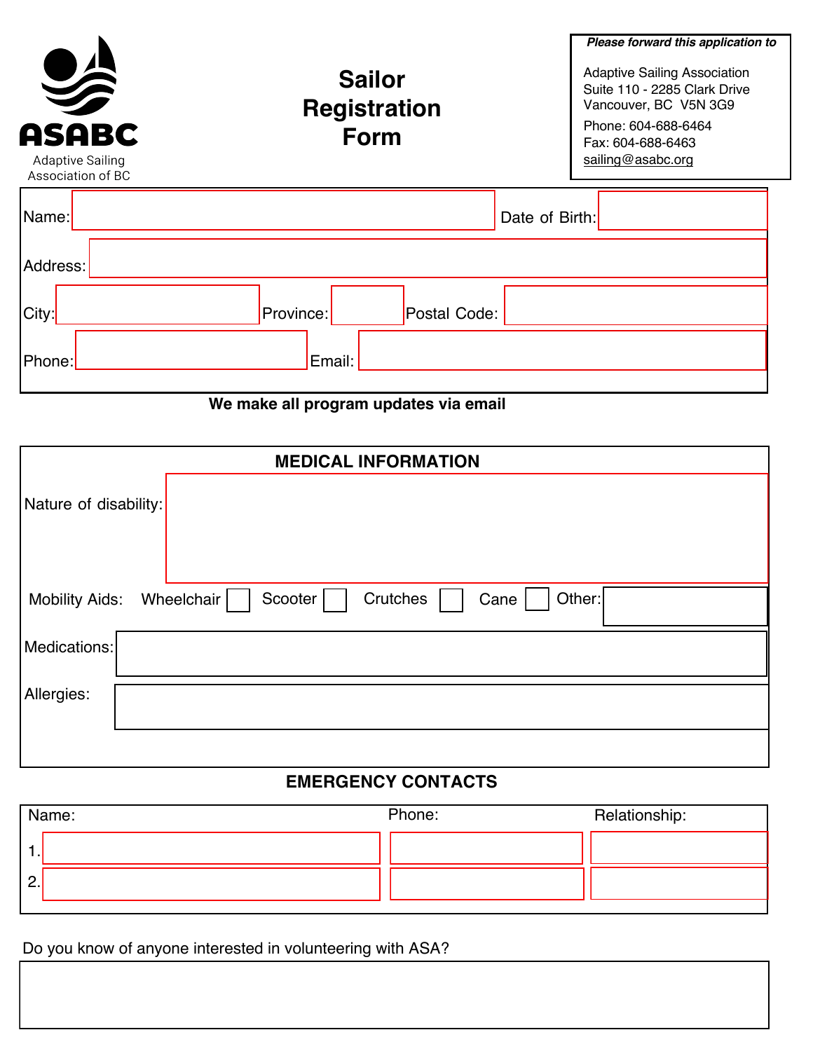ASABC
Adaptive Sailing Association of BC

# Sailor Registration Form

***Please forward this application to***

Adaptive Sailing Association
Suite 110 - 2285 Clark Drive
Vancouver, BC V5N 3G9

Phone: 604-688-6464
Fax: 604-688-6463
sailing@asabc.org

Name: ______________________ Date of Birth: __________

Address: ______________________

City: __________ Province: ______ Postal Code: __________

Phone: __________ Email: ______________________

**We make all program updates via email**

## MEDICAL INFORMATION

Nature of disability: ______________________

Mobility Aids: Wheelchair ☐ Scooter ☐ Crutches ☐ Cane ☐ Other: __________

Medications: ______________________

Allergies: ______________________

## EMERGENCY CONTACTS

| | Name: | Phone: | Relationship: |
|---|---|---|---|
| 1. | | | |
| 2. | | | |

Do you know of anyone interested in volunteering with ASA?

______________________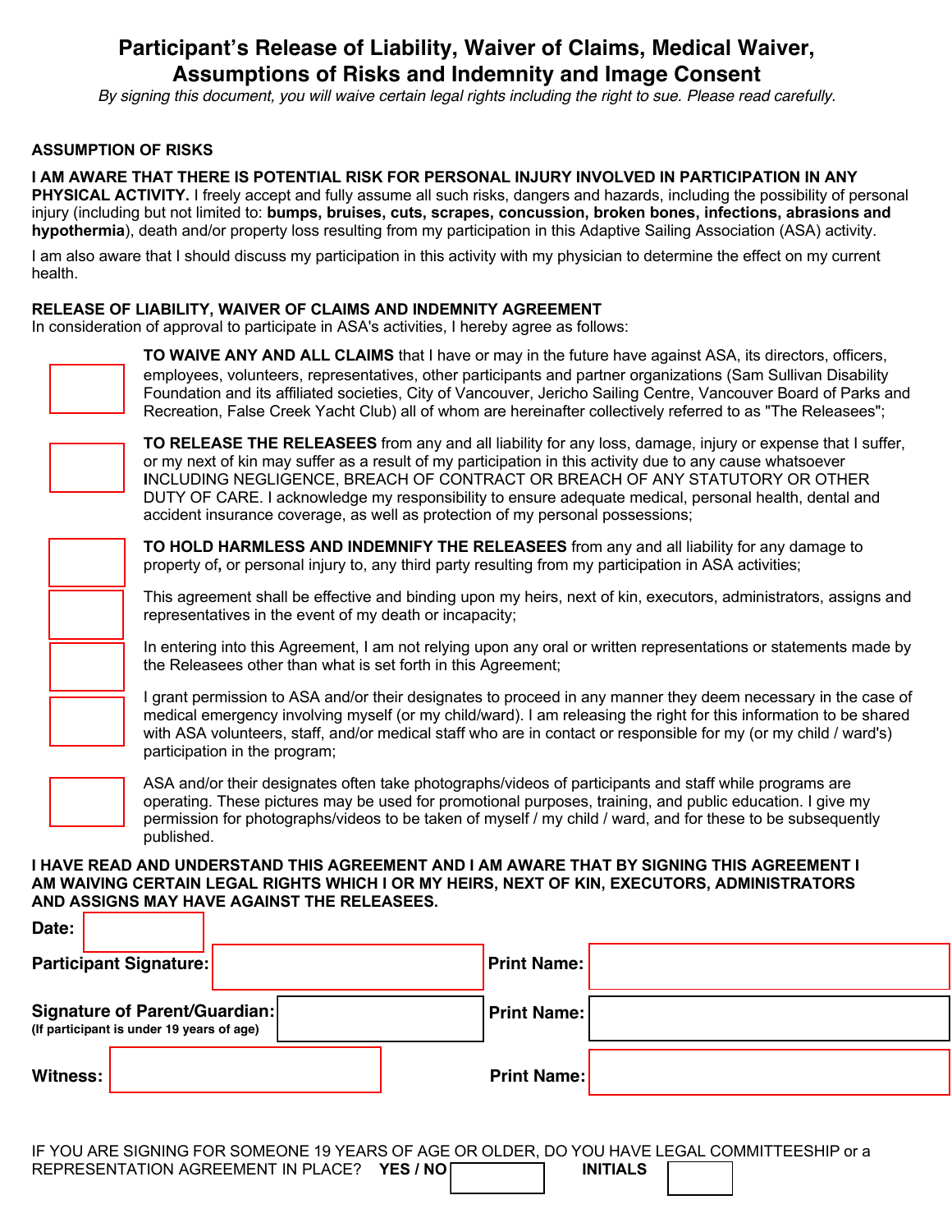# Participant's Release of Liability, Waiver of Claims, Medical Waiver, Assumptions of Risks and Indemnity and Image Consent

*By signing this document, you will waive certain legal rights including the right to sue. Please read carefully.*

## ASSUMPTION OF RISKS

**I AM AWARE THAT THERE IS POTENTIAL RISK FOR PERSONAL INJURY INVOLVED IN PARTICIPATION IN ANY PHYSICAL ACTIVITY.** I freely accept and fully assume all such risks, dangers and hazards, including the possibility of personal injury (including but not limited to: **bumps, bruises, cuts, scrapes, concussion, broken bones, infections, abrasions and hypothermia**), death and/or property loss resulting from my participation in this Adaptive Sailing Association (ASA) activity.

I am also aware that I should discuss my participation in this activity with my physician to determine the effect on my current health.

## RELEASE OF LIABILITY, WAIVER OF CLAIMS AND INDEMNITY AGREEMENT

In consideration of approval to participate in ASA's activities, I hereby agree as follows:

☐ **TO WAIVE ANY AND ALL CLAIMS** that I have or may in the future have against ASA, its directors, officers, employees, volunteers, representatives, other participants and partner organizations (Sam Sullivan Disability Foundation and its affiliated societies, City of Vancouver, Jericho Sailing Centre, Vancouver Board of Parks and Recreation, False Creek Yacht Club) all of whom are hereinafter collectively referred to as "The Releasees";

☐ **TO RELEASE THE RELEASEES** from any and all liability for any loss, damage, injury or expense that I suffer, or my next of kin may suffer as a result of my participation in this activity due to any cause whatsoever INCLUDING NEGLIGENCE, BREACH OF CONTRACT OR BREACH OF ANY STATUTORY OR OTHER DUTY OF CARE. I acknowledge my responsibility to ensure adequate medical, personal health, dental and accident insurance coverage, as well as protection of my personal possessions;

☐ **TO HOLD HARMLESS AND INDEMNIFY THE RELEASEES** from any and all liability for any damage to property of, or personal injury to, any third party resulting from my participation in ASA activities;

☐ This agreement shall be effective and binding upon my heirs, next of kin, executors, administrators, assigns and representatives in the event of my death or incapacity;

☐ In entering into this Agreement, I am not relying upon any oral or written representations or statements made by the Releasees other than what is set forth in this Agreement;

☐ I grant permission to ASA and/or their designates to proceed in any manner they deem necessary in the case of medical emergency involving myself (or my child/ward). I am releasing the right for this information to be shared with ASA volunteers, staff, and/or medical staff who are in contact or responsible for my (or my child / ward's) participation in the program;

☐ ASA and/or their designates often take photographs/videos of participants and staff while programs are operating. These pictures may be used for promotional purposes, training, and public education. I give my permission for photographs/videos to be taken of myself / my child / ward, and for these to be subsequently published.

**I HAVE READ AND UNDERSTAND THIS AGREEMENT AND I AM AWARE THAT BY SIGNING THIS AGREEMENT I AM WAIVING CERTAIN LEGAL RIGHTS WHICH I OR MY HEIRS, NEXT OF KIN, EXECUTORS, ADMINISTRATORS AND ASSIGNS MAY HAVE AGAINST THE RELEASEES.**

**Date:** ____________

**Participant Signature:** ____________ **Print Name:** ____________

**Signature of Parent/Guardian:** ____________ **Print Name:** ____________
**(If participant is under 19 years of age)**

**Witness:** ____________ **Print Name:** ____________

IF YOU ARE SIGNING FOR SOMEONE 19 YEARS OF AGE OR OLDER, DO YOU HAVE LEGAL COMMITTEESHIP or a REPRESENTATION AGREEMENT IN PLACE? **YES / NO** ____________ **INITIALS** ____________